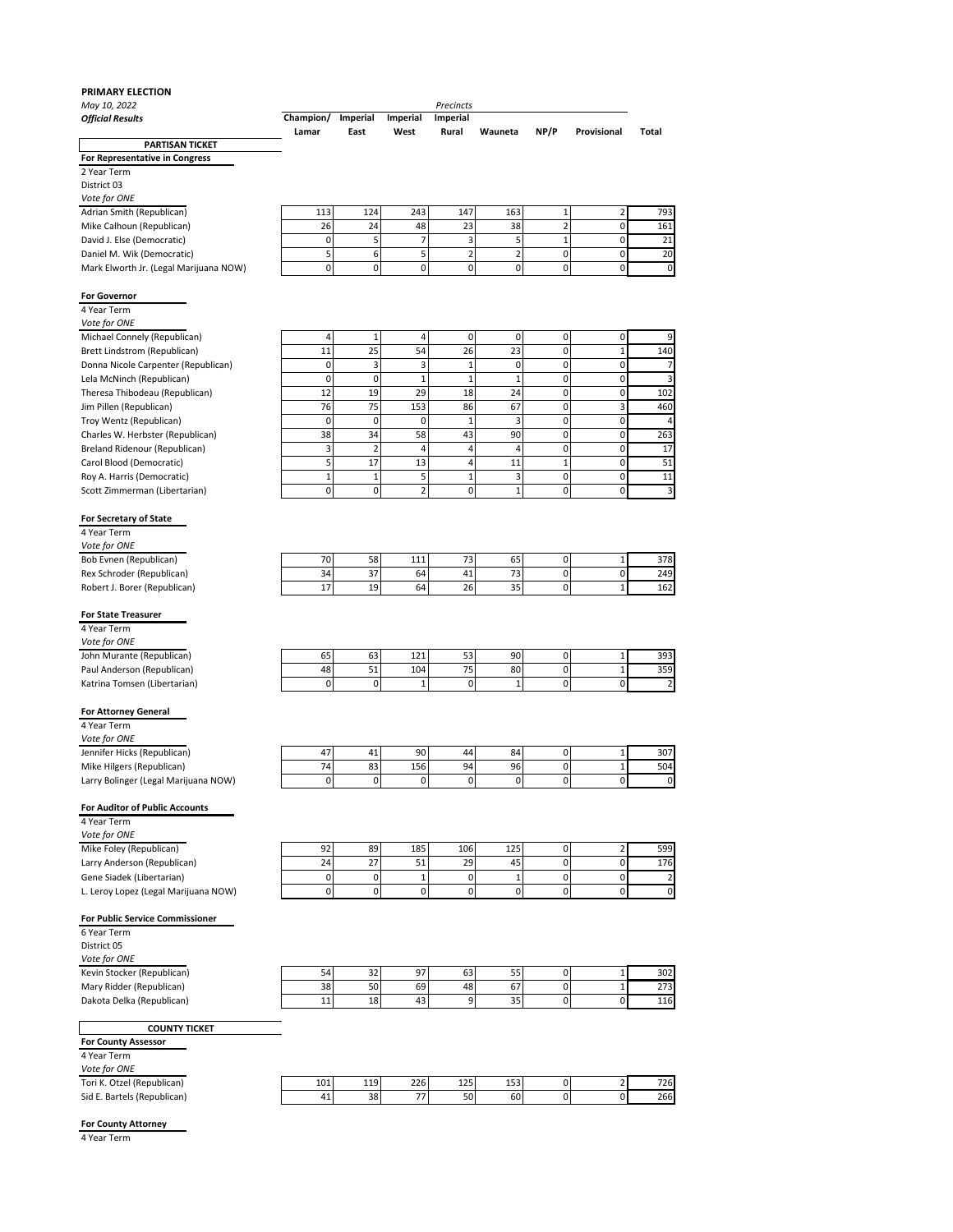**PRIMARY ELECTION**

*May 10, 2022*

***Official Results***

| | Champion/ Lamar | Imperial East | Imperial West | Imperial Rural | Wauneta | NP/P | Provisional | Total |
|---|---|---|---|---|---|---|---|---|
| **PARTISAN TICKET** | | | | | | | | |
| **For Representative in Congress** | | | | | | | | |
| 2 Year Term | | | | | | | | |
| District 03 | | | | | | | | |
| *Vote for ONE* | | | | | | | | |
| Adrian Smith (Republican) | 113 | 124 | 243 | 147 | 163 | 1 | 2 | 793 |
| Mike Calhoun (Republican) | 26 | 24 | 48 | 23 | 38 | 2 | 0 | 161 |
| David J. Else (Democratic) | 0 | 5 | 7 | 3 | 5 | 1 | 0 | 21 |
| Daniel M. Wik (Democratic) | 5 | 6 | 5 | 2 | 2 | 0 | 0 | 20 |
| Mark Elworth Jr. (Legal Marijuana NOW) | 0 | 0 | 0 | 0 | 0 | 0 | 0 | 0 |
| **For Governor** | | | | | | | | |
| 4 Year Term | | | | | | | | |
| *Vote for ONE* | | | | | | | | |
| Michael Connely (Republican) | 4 | 1 | 4 | 0 | 0 | 0 | 0 | 9 |
| Brett Lindstrom (Republican) | 11 | 25 | 54 | 26 | 23 | 0 | 1 | 140 |
| Donna Nicole Carpenter (Republican) | 0 | 3 | 3 | 1 | 0 | 0 | 0 | 7 |
| Lela McNinch (Republican) | 0 | 0 | 1 | 1 | 1 | 0 | 0 | 3 |
| Theresa Thibodeau (Republican) | 12 | 19 | 29 | 18 | 24 | 0 | 0 | 102 |
| Jim Pillen (Republican) | 76 | 75 | 153 | 86 | 67 | 0 | 3 | 460 |
| Troy Wentz (Republican) | 0 | 0 | 0 | 1 | 3 | 0 | 0 | 4 |
| Charles W. Herbster (Republican) | 38 | 34 | 58 | 43 | 90 | 0 | 0 | 263 |
| Breland Ridenour (Republican) | 3 | 2 | 4 | 4 | 4 | 0 | 0 | 17 |
| Carol Blood (Democratic) | 5 | 17 | 13 | 4 | 11 | 1 | 0 | 51 |
| Roy A. Harris (Democratic) | 1 | 1 | 5 | 1 | 3 | 0 | 0 | 11 |
| Scott Zimmerman (Libertarian) | 0 | 0 | 2 | 0 | 1 | 0 | 0 | 3 |
| **For Secretary of State** | | | | | | | | |
| 4 Year Term | | | | | | | | |
| *Vote for ONE* | | | | | | | | |
| Bob Evnen (Republican) | 70 | 58 | 111 | 73 | 65 | 0 | 1 | 378 |
| Rex Schroder (Republican) | 34 | 37 | 64 | 41 | 73 | 0 | 0 | 249 |
| Robert J. Borer (Republican) | 17 | 19 | 64 | 26 | 35 | 0 | 1 | 162 |
| **For State Treasurer** | | | | | | | | |
| 4 Year Term | | | | | | | | |
| *Vote for ONE* | | | | | | | | |
| John Murante (Republican) | 65 | 63 | 121 | 53 | 90 | 0 | 1 | 393 |
| Paul Anderson (Republican) | 48 | 51 | 104 | 75 | 80 | 0 | 1 | 359 |
| Katrina Tomsen (Libertarian) | 0 | 0 | 1 | 0 | 1 | 0 | 0 | 2 |
| **For Attorney General** | | | | | | | | |
| 4 Year Term | | | | | | | | |
| *Vote for ONE* | | | | | | | | |
| Jennifer Hicks (Republican) | 47 | 41 | 90 | 44 | 84 | 0 | 1 | 307 |
| Mike Hilgers (Republican) | 74 | 83 | 156 | 94 | 96 | 0 | 1 | 504 |
| Larry Bolinger (Legal Marijuana NOW) | 0 | 0 | 0 | 0 | 0 | 0 | 0 | 0 |
| **For Auditor of Public Accounts** | | | | | | | | |
| 4 Year Term | | | | | | | | |
| *Vote for ONE* | | | | | | | | |
| Mike Foley (Republican) | 92 | 89 | 185 | 106 | 125 | 0 | 2 | 599 |
| Larry Anderson (Republican) | 24 | 27 | 51 | 29 | 45 | 0 | 0 | 176 |
| Gene Siadek (Libertarian) | 0 | 0 | 1 | 0 | 1 | 0 | 0 | 2 |
| L. Leroy Lopez (Legal Marijuana NOW) | 0 | 0 | 0 | 0 | 0 | 0 | 0 | 0 |
| **For Public Service Commissioner** | | | | | | | | |
| 6 Year Term | | | | | | | | |
| District 05 | | | | | | | | |
| *Vote for ONE* | | | | | | | | |
| Kevin Stocker (Republican) | 54 | 32 | 97 | 63 | 55 | 0 | 1 | 302 |
| Mary Ridder (Republican) | 38 | 50 | 69 | 48 | 67 | 0 | 1 | 273 |
| Dakota Delka (Republican) | 11 | 18 | 43 | 9 | 35 | 0 | 0 | 116 |
| **COUNTY TICKET** | | | | | | | | |
| **For County Assessor** | | | | | | | | |
| 4 Year Term | | | | | | | | |
| *Vote for ONE* | | | | | | | | |
| Tori K. Otzel (Republican) | 101 | 119 | 226 | 125 | 153 | 0 | 2 | 726 |
| Sid E. Bartels (Republican) | 41 | 38 | 77 | 50 | 60 | 0 | 0 | 266 |
| **For County Attorney** | | | | | | | | |
| 4 Year Term | | | | | | | | |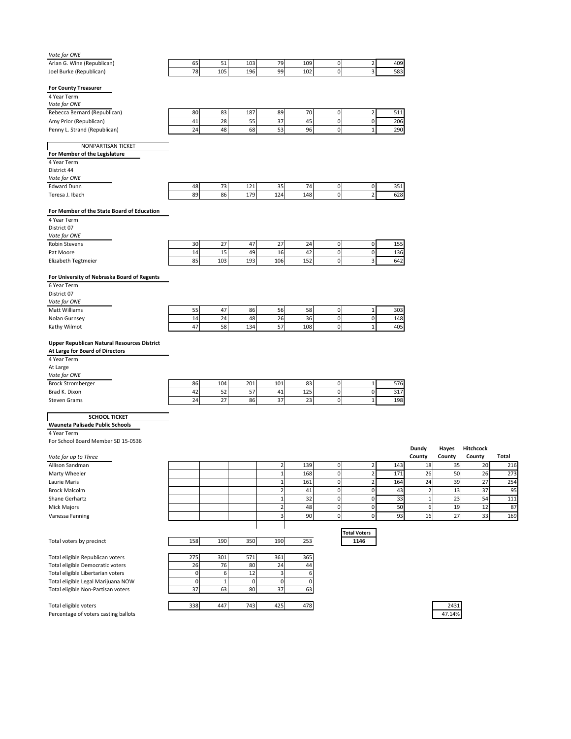*Vote for ONE*

| | | | | | | | | |
|---|---|---|---|---|---|---|---|---|
| Arlan G. Wine (Republican) | 65 | 51 | 103 | 79 | 109 | 0 | 2 | 409 |
| Joel Burke (Republican) | 78 | 105 | 196 | 99 | 102 | 0 | 3 | 583 |

**For County Treasurer**

4 Year Term

*Vote for ONE*

| | | | | | | | | |
|---|---|---|---|---|---|---|---|---|
| Rebecca Bernard (Republican) | 80 | 83 | 187 | 89 | 70 | 0 | 2 | 511 |
| Amy Prior (Republican) | 41 | 28 | 55 | 37 | 45 | 0 | 0 | 206 |
| Penny L. Strand (Republican) | 24 | 48 | 68 | 53 | 96 | 0 | 1 | 290 |

NONPARTISAN TICKET

**For Member of the Legislature**

4 Year Term

District 44

*Vote for ONE*

| | | | | | | | | |
|---|---|---|---|---|---|---|---|---|
| Edward Dunn | 48 | 73 | 121 | 35 | 74 | 0 | 0 | 351 |
| Teresa J. Ibach | 89 | 86 | 179 | 124 | 148 | 0 | 2 | 628 |

**For Member of the State Board of Education**

4 Year Term

District 07

*Vote for ONE*

| | | | | | | | | |
|---|---|---|---|---|---|---|---|---|
| Robin Stevens | 30 | 27 | 47 | 27 | 24 | 0 | 0 | 155 |
| Pat Moore | 14 | 15 | 49 | 16 | 42 | 0 | 0 | 136 |
| Elizabeth Tegtmeier | 85 | 103 | 193 | 106 | 152 | 0 | 3 | 642 |

**For University of Nebraska Board of Regents**

6 Year Term

District 07

*Vote for ONE*

| | | | | | | | | |
|---|---|---|---|---|---|---|---|---|
| Matt Williams | 55 | 47 | 86 | 56 | 58 | 0 | 1 | 303 |
| Nolan Gurnsey | 14 | 24 | 48 | 26 | 36 | 0 | 0 | 148 |
| Kathy Wilmot | 47 | 58 | 134 | 57 | 108 | 0 | 1 | 405 |

**Upper Republican Natural Resources District At Large for Board of Directors**

4 Year Term

At Large

*Vote for ONE*

| | | | | | | | | |
|---|---|---|---|---|---|---|---|---|
| Brock Stromberger | 86 | 104 | 201 | 101 | 83 | 0 | 1 | 576 |
| Brad K. Dixon | 42 | 52 | 57 | 41 | 125 | 0 | 0 | 317 |
| Steven Grams | 24 | 27 | 86 | 37 | 23 | 0 | 1 | 198 |

**SCHOOL TICKET**

**Wauneta Palisade Public Schools**

4 Year Term

For School Board Member SD 15-0536

| *Vote for up to Three* | | | | | | | | | Dundy County | Hayes County | Hitchcock County | Total |
|---|---|---|---|---|---|---|---|---|---|---|---|---|
| Allison Sandman | | | | 2 | 139 | 0 | 2 | 143 | 18 | 35 | 20 | 216 |
| Marty Wheeler | | | | 1 | 168 | 0 | 2 | 171 | 26 | 50 | 26 | 273 |
| Laurie Maris | | | | 1 | 161 | 0 | 2 | 164 | 24 | 39 | 27 | 254 |
| Brock Malcolm | | | | 2 | 41 | 0 | 0 | 43 | 2 | 13 | 37 | 95 |
| Shane Gerhartz | | | | 1 | 32 | 0 | 0 | 33 | 1 | 23 | 54 | 111 |
| Mick Majors | | | | 2 | 48 | 0 | 0 | 50 | 6 | 19 | 12 | 87 |
| Vanessa Fanning | | | | 3 | 90 | 0 | 0 | 93 | 16 | 27 | 33 | 169 |

| | | | | | | |
|---|---|---|---|---|---|---|
| Total voters by precinct | 158 | 190 | 350 | 190 | 253 | **Total Voters** 1146 |

| | | | | | |
|---|---|---|---|---|---|
| Total eligible Republican voters | 275 | 301 | 571 | 361 | 365 |
| Total eligible Democratic voters | 26 | 76 | 80 | 24 | 44 |
| Total eligible Libertarian voters | 0 | 6 | 12 | 3 | 6 |
| Total eligible Legal Marijuana NOW | 0 | 1 | 0 | 0 | 0 |
| Total eligible Non-Partisan voters | 37 | 63 | 80 | 37 | 63 |

| | | | | | | |
|---|---|---|---|---|---|---|
| Total eligible voters | 338 | 447 | 743 | 425 | 478 | 2431 |
| Percentage of voters casting ballots | | | | | | 47.14% |